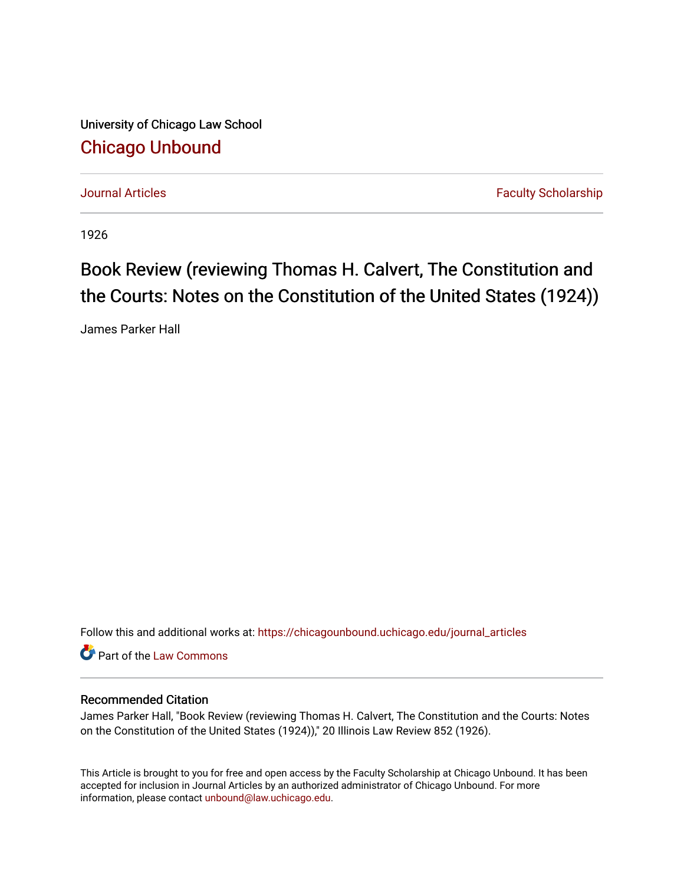University of Chicago Law School

## Chicago Unbound

Journal Articles | Faculty Scholarship

1926

# Book Review (reviewing Thomas H. Calvert, The Constitution and the Courts: Notes on the Constitution of the United States (1924))

James Parker Hall

Follow this and additional works at: https://chicagounbound.uchicago.edu/journal_articles

Part of the Law Commons

### Recommended Citation

James Parker Hall, "Book Review (reviewing Thomas H. Calvert, The Constitution and the Courts: Notes on the Constitution of the United States (1924))," 20 Illinois Law Review 852 (1926).

This Article is brought to you for free and open access by the Faculty Scholarship at Chicago Unbound. It has been accepted for inclusion in Journal Articles by an authorized administrator of Chicago Unbound. For more information, please contact unbound@law.uchicago.edu.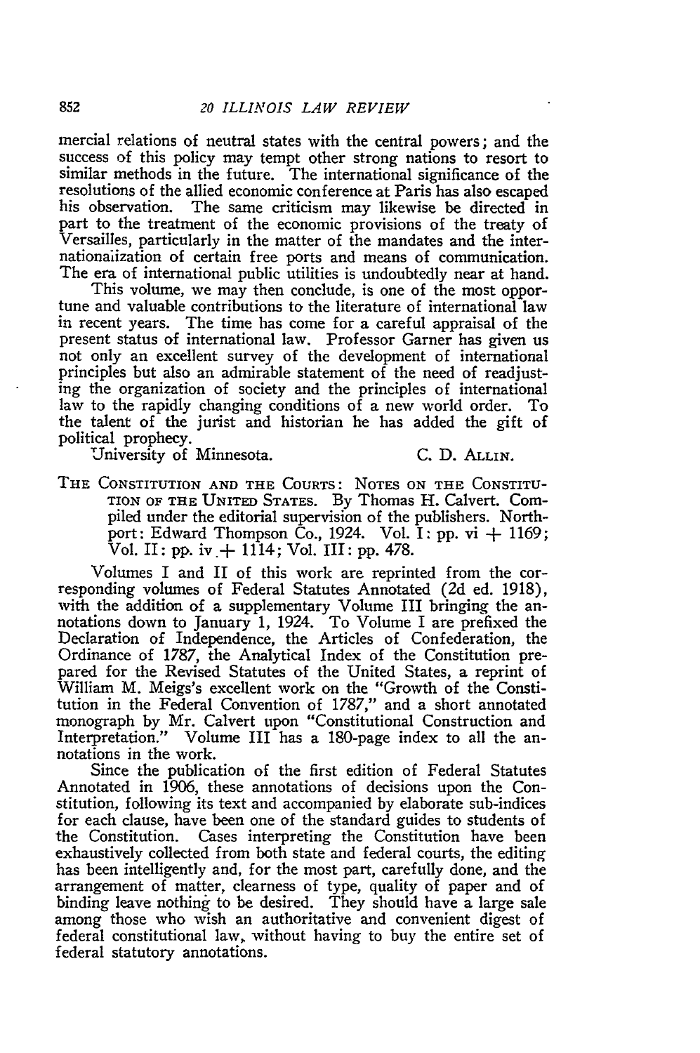mercial relations of neutral states with the central powers; and the success of this policy may tempt other strong nations to resort to similar methods in the future. The international significance of the resolutions of the allied economic conference at Paris has also escaped his observation. The same criticism may likewise be directed in part to the treatment of the economic provisions of the treaty of Versailles, particularly in the matter of the mandates and the internationalization of certain free ports and means of communication. The era of international public utilities is undoubtedly near at hand.

This volume, we may then conclude, is one of the most opportune and valuable contributions to the literature of international law in recent years. The time has come for a careful appraisal of the present status of international law. Professor Garner has given us not only an excellent survey of the development of international principles but also an admirable statement of the need of readjusting the organization of society and the principles of international law to the rapidly changing conditions of a new world order. To the talent of the jurist and historian he has added the gift of political prophecy.

University of Minnesota. C. D. ALLIN.

THE CONSTITUTION AND THE COURTS: NOTES ON THE CONSTITUTION OF THE UNITED STATES. By Thomas H. Calvert. Compiled under the editorial supervision of the publishers. Northport: Edward Thompson Co., 1924. Vol. I: pp. vi + 1169; Vol. II: pp. iv + 1114; Vol. III: pp. 478.

Volumes I and II of this work are reprinted from the corresponding volumes of Federal Statutes Annotated (2d ed. 1918), with the addition of a supplementary Volume III bringing the annotations down to January 1, 1924. To Volume I are prefixed the Declaration of Independence, the Articles of Confederation, the Ordinance of 1787, the Analytical Index of the Constitution prepared for the Revised Statutes of the United States, a reprint of William M. Meigs's excellent work on the "Growth of the Constitution in the Federal Convention of 1787," and a short annotated monograph by Mr. Calvert upon "Constitutional Construction and Interpretation." Volume III has a 180-page index to all the annotations in the work.

Since the publication of the first edition of Federal Statutes Annotated in 1906, these annotations of decisions upon the Constitution, following its text and accompanied by elaborate sub-indices for each clause, have been one of the standard guides to students of the Constitution. Cases interpreting the Constitution have been exhaustively collected from both state and federal courts, the editing has been intelligently and, for the most part, carefully done, and the arrangement of matter, clearness of type, quality of paper and of binding leave nothing to be desired. They should have a large sale among those who wish an authoritative and convenient digest of federal constitutional law, without having to buy the entire set of federal statutory annotations.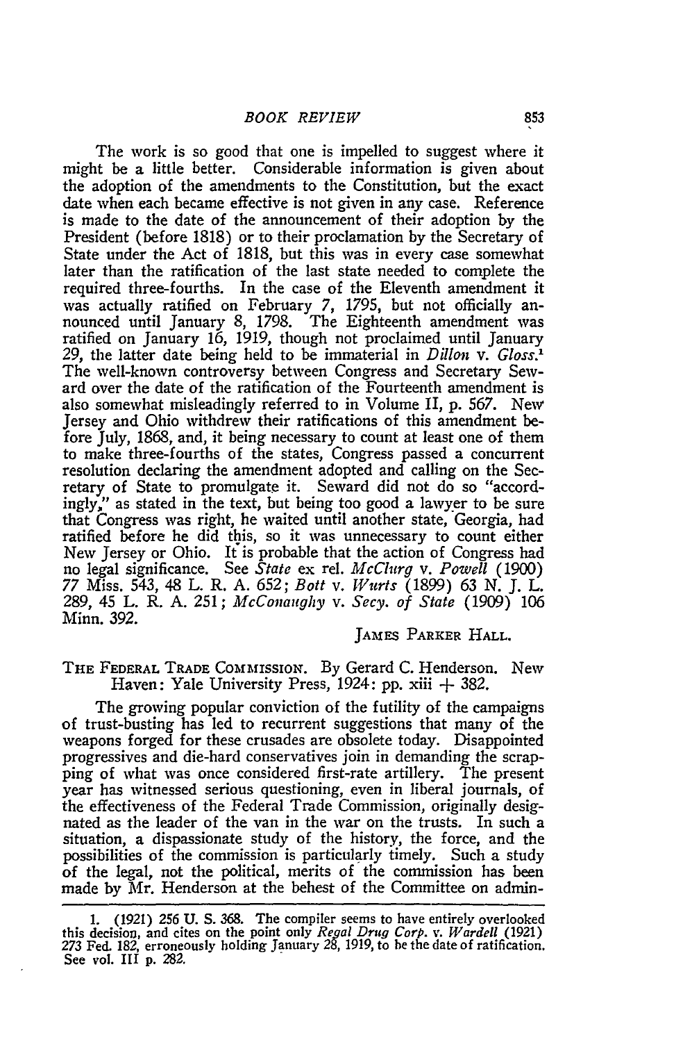The work is so good that one is impelled to suggest where it might be a little better. Considerable information is given about the adoption of the amendments to the Constitution, but the exact date when each became effective is not given in any case. Reference is made to the date of the announcement of their adoption by the President (before 1818) or to their proclamation by the Secretary of State under the Act of 1818, but this was in every case somewhat later than the ratification of the last state needed to complete the required three-fourths. In the case of the Eleventh amendment it was actually ratified on February 7, 1795, but not officially announced until January 8, 1798. The Eighteenth amendment was ratified on January 16, 1919, though not proclaimed until January 29, the latter date being held to be immaterial in *Dillon* v. *Gloss*.[1] The well-known controversy between Congress and Secretary Seward over the date of the ratification of the Fourteenth amendment is also somewhat misleadingly referred to in Volume II, p. 567. New Jersey and Ohio withdrew their ratifications of this amendment before July, 1868, and, it being necessary to count at least one of them to make three-fourths of the states, Congress passed a concurrent resolution declaring the amendment adopted and calling on the Secretary of State to promulgate it. Seward did not do so "accordingly," as stated in the text, but being too good a lawyer to be sure that Congress was right, he waited until another state, Georgia, had ratified before he did this, so it was unnecessary to count either New Jersey or Ohio. It is probable that the action of Congress had no legal significance. See *State* ex rel. *McClurg* v. *Powell* (1900) 77 Miss. 543, 48 L. R. A. 652; *Bott* v. *Wurts* (1899) 63 N. J. L. 289, 45 L. R. A. 251; *McConaughy* v. *Secy. of State* (1909) 106 Minn. 392.

JAMES PARKER HALL.

THE FEDERAL TRADE COMMISSION. By Gerard C. Henderson. New Haven: Yale University Press, 1924: pp. xiii + 382.

The growing popular conviction of the futility of the campaigns of trust-busting has led to recurrent suggestions that many of the weapons forged for these crusades are obsolete today. Disappointed progressives and die-hard conservatives join in demanding the scrapping of what was once considered first-rate artillery. The present year has witnessed serious questioning, even in liberal journals, of the effectiveness of the Federal Trade Commission, originally designated as the leader of the van in the war on the trusts. In such a situation, a dispassionate study of the history, the force, and the possibilities of the commission is particularly timely. Such a study of the legal, not the political, merits of the commission has been made by Mr. Henderson at the behest of the Committee on admin-

---

1. (1921) 256 U. S. 368. The compiler seems to have entirely overlooked this decision, and cites on the point only *Regal Drug Corp.* v. *Wardell* (1921) 273 Fed. 182, erroneously holding January 28, 1919, to be the date of ratification. See vol. III p. 282.